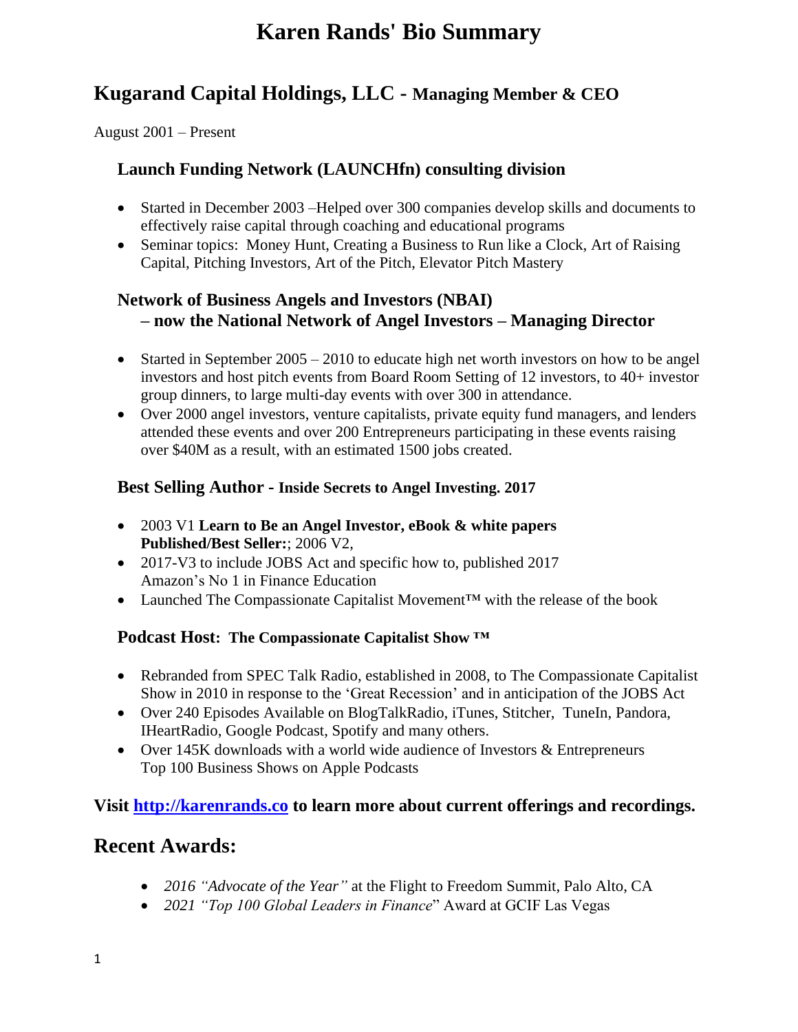# Karen Rands' Bio Summary

## Kugarand Capital Holdings, LLC - Managing Member & CEO

August 2001 – Present

### Launch Funding Network (LAUNCHfn) consulting division

- Started in December 2003 –Helped over 300 companies develop skills and documents to effectively raise capital through coaching and educational programs
- Seminar topics: Money Hunt, Creating a Business to Run like a Clock, Art of Raising Capital, Pitching Investors, Art of the Pitch, Elevator Pitch Mastery

### Network of Business Angels and Investors (NBAI) – now the National Network of Angel Investors – Managing Director

- Started in September 2005 – 2010 to educate high net worth investors on how to be angel investors and host pitch events from Board Room Setting of 12 investors, to 40+ investor group dinners, to large multi-day events with over 300 in attendance.
- Over 2000 angel investors, venture capitalists, private equity fund managers, and lenders attended these events and over 200 Entrepreneurs participating in these events raising over $40M as a result, with an estimated 1500 jobs created.

### Best Selling Author - Inside Secrets to Angel Investing. 2017

- 2003 V1 **Learn to Be an Angel Investor, eBook & white papers Published/Best Seller:**; 2006 V2,
- 2017-V3 to include JOBS Act and specific how to, published 2017 Amazon's No 1 in Finance Education
- Launched The Compassionate Capitalist Movement™ with the release of the book

### Podcast Host: The Compassionate Capitalist Show ™

- Rebranded from SPEC Talk Radio, established in 2008, to The Compassionate Capitalist Show in 2010 in response to the 'Great Recession' and in anticipation of the JOBS Act
- Over 240 Episodes Available on BlogTalkRadio, iTunes, Stitcher, TuneIn, Pandora, IHeartRadio, Google Podcast, Spotify and many others.
- Over 145K downloads with a world wide audience of Investors & Entrepreneurs Top 100 Business Shows on Apple Podcasts

**Visit [http://karenrands.co](http://karenrands.co) to learn more about current offerings and recordings.**

## Recent Awards:

- *2016 "Advocate of the Year"* at the Flight to Freedom Summit, Palo Alto, CA
- *2021 "Top 100 Global Leaders in Finance*" Award at GCIF Las Vegas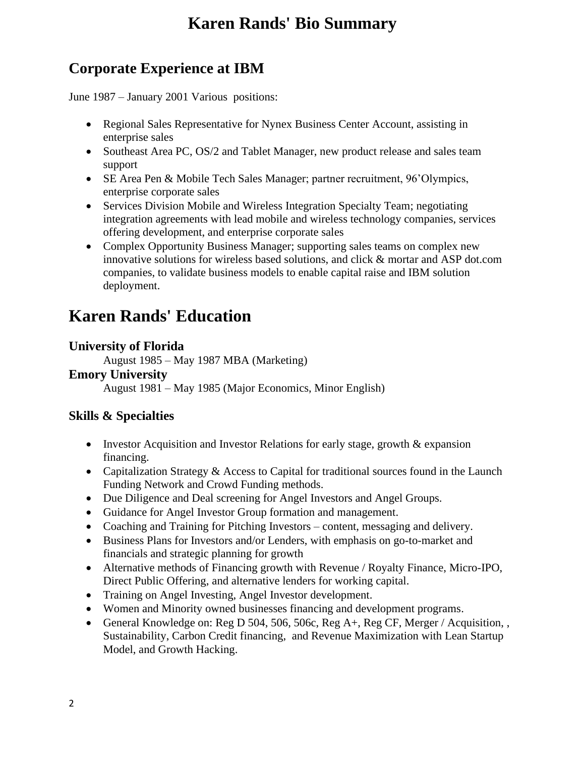# Karen Rands' Bio Summary

## Corporate Experience at IBM

June 1987 – January 2001 Various positions:

- Regional Sales Representative for Nynex Business Center Account, assisting in enterprise sales
- Southeast Area PC, OS/2 and Tablet Manager, new product release and sales team support
- SE Area Pen & Mobile Tech Sales Manager; partner recruitment, 96'Olympics, enterprise corporate sales
- Services Division Mobile and Wireless Integration Specialty Team; negotiating integration agreements with lead mobile and wireless technology companies, services offering development, and enterprise corporate sales
- Complex Opportunity Business Manager; supporting sales teams on complex new innovative solutions for wireless based solutions, and click & mortar and ASP dot.com companies, to validate business models to enable capital raise and IBM solution deployment.

# Karen Rands' Education

### University of Florida

August 1985 – May 1987 MBA (Marketing)

### Emory University

August 1981 – May 1985 (Major Economics, Minor English)

### Skills & Specialties

- Investor Acquisition and Investor Relations for early stage, growth & expansion financing.
- Capitalization Strategy & Access to Capital for traditional sources found in the Launch Funding Network and Crowd Funding methods.
- Due Diligence and Deal screening for Angel Investors and Angel Groups.
- Guidance for Angel Investor Group formation and management.
- Coaching and Training for Pitching Investors – content, messaging and delivery.
- Business Plans for Investors and/or Lenders, with emphasis on go-to-market and financials and strategic planning for growth
- Alternative methods of Financing growth with Revenue / Royalty Finance, Micro-IPO, Direct Public Offering, and alternative lenders for working capital.
- Training on Angel Investing, Angel Investor development.
- Women and Minority owned businesses financing and development programs.
- General Knowledge on: Reg D 504, 506, 506c, Reg A+, Reg CF, Merger / Acquisition, , Sustainability, Carbon Credit financing, and Revenue Maximization with Lean Startup Model, and Growth Hacking.